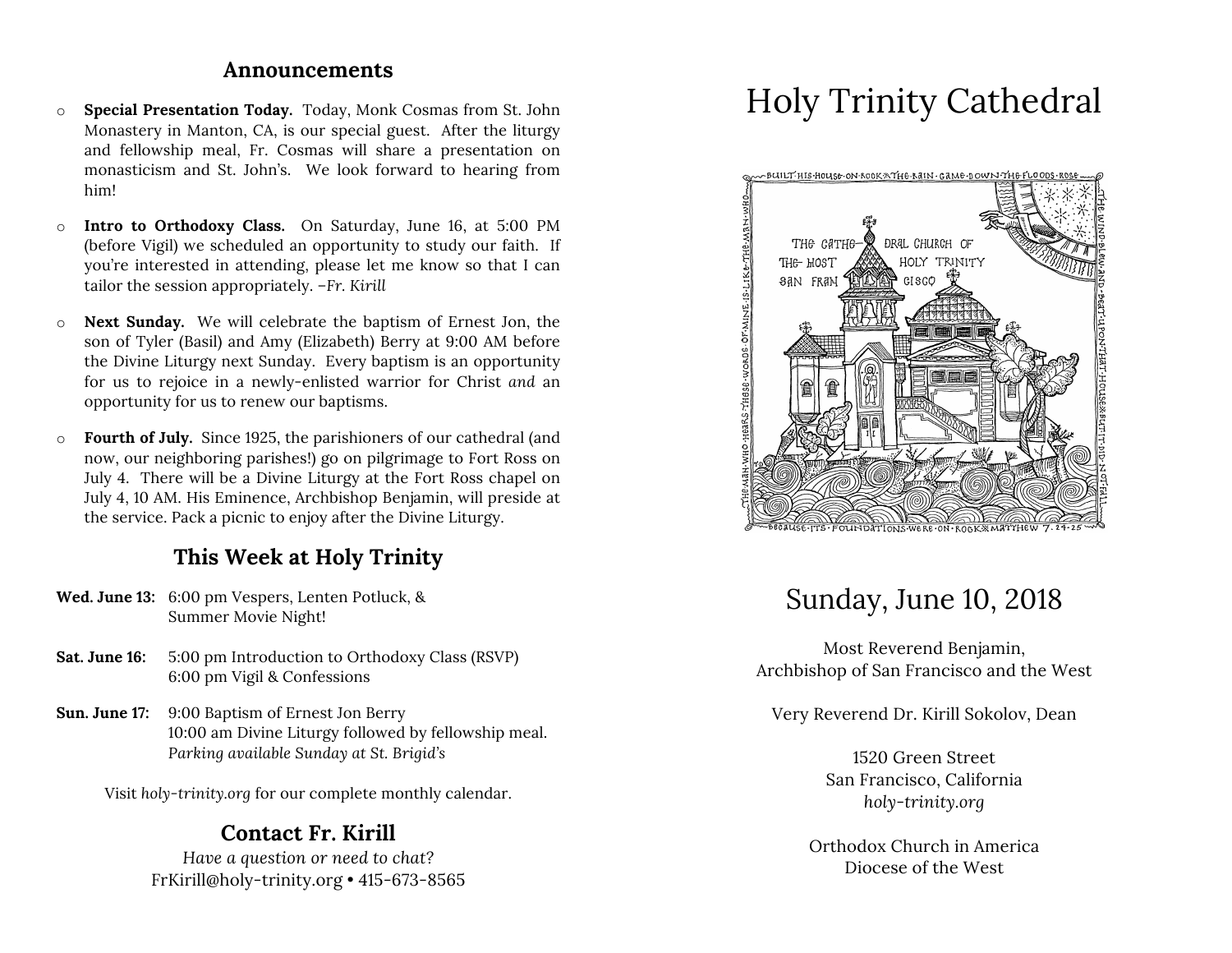## Announcements

- **Special Presentation Today.** Today, Monk Cosmas from St. John Monastery in Manton, CA, is our special guest. After the liturgy and fellowship meal, Fr. Cosmas will share a presentation on monasticism and St. John's. We look forward to hearing from him!

- **Intro to Orthodoxy Class.** On Saturday, June 16, at 5:00 PM (before Vigil) we scheduled an opportunity to study our faith. If you're interested in attending, please let me know so that I can tailor the session appropriately. *–Fr. Kirill*

- **Next Sunday.** We will celebrate the baptism of Ernest Jon, the son of Tyler (Basil) and Amy (Elizabeth) Berry at 9:00 AM before the Divine Liturgy next Sunday. Every baptism is an opportunity for us to rejoice in a newly-enlisted warrior for Christ *and* an opportunity for us to renew our baptisms.

- **Fourth of July.** Since 1925, the parishioners of our cathedral (and now, our neighboring parishes!) go on pilgrimage to Fort Ross on July 4. There will be a Divine Liturgy at the Fort Ross chapel on July 4, 10 AM. His Eminence, Archbishop Benjamin, will preside at the service. Pack a picnic to enjoy after the Divine Liturgy.

## This Week at Holy Trinity

**Wed. June 13:** 6:00 pm Vespers, Lenten Potluck, & Summer Movie Night!

**Sat. June 16:** 5:00 pm Introduction to Orthodoxy Class (RSVP)
6:00 pm Vigil & Confessions

**Sun. June 17:** 9:00 Baptism of Ernest Jon Berry
10:00 am Divine Liturgy followed by fellowship meal.
*Parking available Sunday at St. Brigid's*

Visit *holy-trinity.org* for our complete monthly calendar.

## Contact Fr. Kirill

*Have a question or need to chat?*
FrKirill@holy-trinity.org • 415-673-8565

# Holy Trinity Cathedral

THE CATHEDRAL CHURCH OF THE MOST HOLY TRINITY SAN FRANCISCO

BUILT HIS HOUSE ON ROCK. THE RAIN CAME DOWN THE FLOODS ROSE THE WIND BLEW AND BEAT UPON THAT HOUSE BUT IT DID NOT FALL BECAUSE ITS FOUNDATIONS WERE ON ROCK. MATTHEW 7.24-25 THE MAN WHO HEARS THESE WORDS OF MINE IS LIKE THE MAN WHO

## Sunday, June 10, 2018

Most Reverend Benjamin,
Archbishop of San Francisco and the West

Very Reverend Dr. Kirill Sokolov, Dean

1520 Green Street
San Francisco, California
*holy-trinity.org*

Orthodox Church in America
Diocese of the West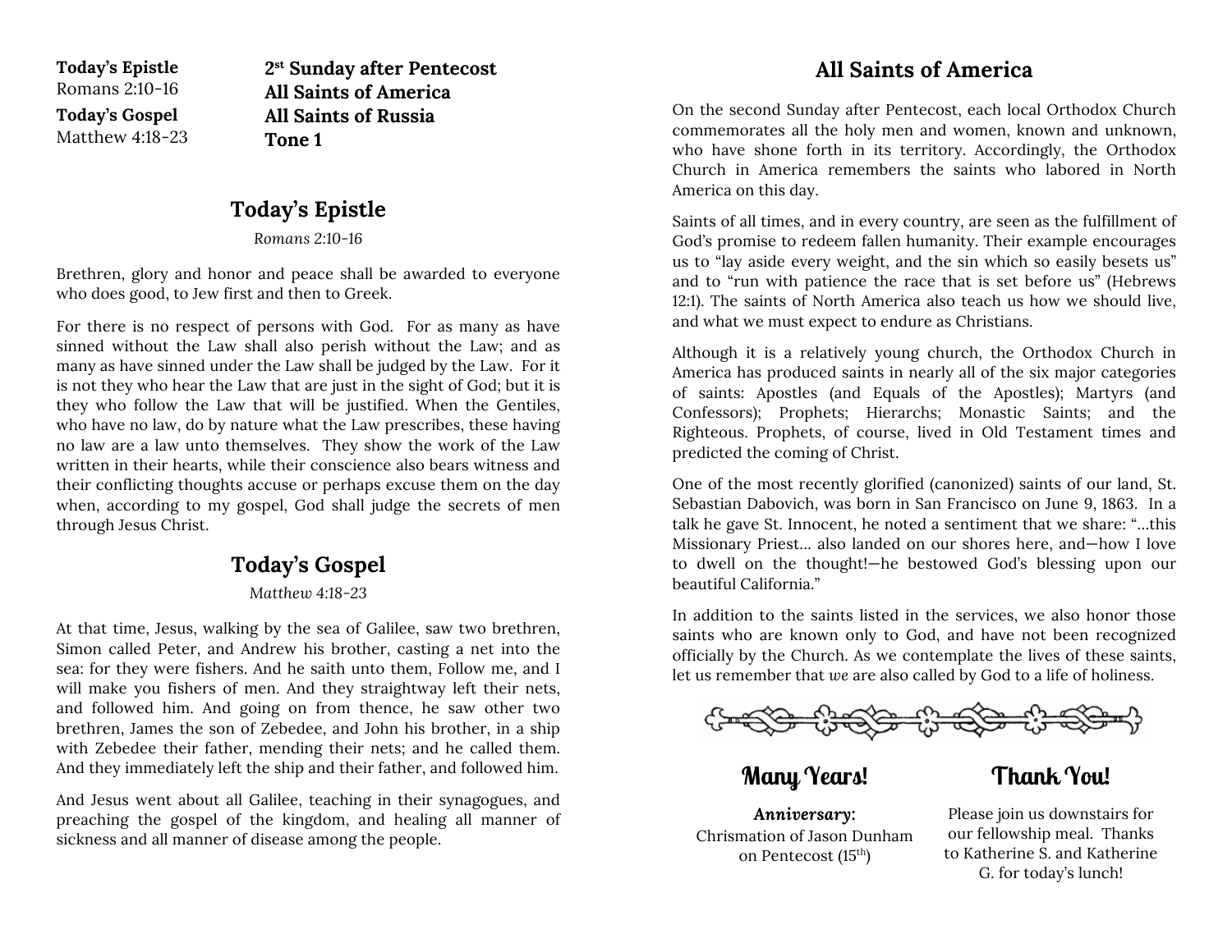**Today's Epistle**
Romans 2:10-16

**Today's Gospel**
Matthew 4:18-23

**2nd Sunday after Pentecost**
**All Saints of America**
**All Saints of Russia**
**Tone 1**

## Today's Epistle

*Romans 2:10-16*

Brethren, glory and honor and peace shall be awarded to everyone who does good, to Jew first and then to Greek.

For there is no respect of persons with God. For as many as have sinned without the Law shall also perish without the Law; and as many as have sinned under the Law shall be judged by the Law. For it is not they who hear the Law that are just in the sight of God; but it is they who follow the Law that will be justified. When the Gentiles, who have no law, do by nature what the Law prescribes, these having no law are a law unto themselves. They show the work of the Law written in their hearts, while their conscience also bears witness and their conflicting thoughts accuse or perhaps excuse them on the day when, according to my gospel, God shall judge the secrets of men through Jesus Christ.

## Today's Gospel

*Matthew 4:18-23*

At that time, Jesus, walking by the sea of Galilee, saw two brethren, Simon called Peter, and Andrew his brother, casting a net into the sea: for they were fishers. And he saith unto them, Follow me, and I will make you fishers of men. And they straightway left their nets, and followed him. And going on from thence, he saw other two brethren, James the son of Zebedee, and John his brother, in a ship with Zebedee their father, mending their nets; and he called them. And they immediately left the ship and their father, and followed him.

And Jesus went about all Galilee, teaching in their synagogues, and preaching the gospel of the kingdom, and healing all manner of sickness and all manner of disease among the people.

## All Saints of America

On the second Sunday after Pentecost, each local Orthodox Church commemorates all the holy men and women, known and unknown, who have shone forth in its territory. Accordingly, the Orthodox Church in America remembers the saints who labored in North America on this day.

Saints of all times, and in every country, are seen as the fulfillment of God's promise to redeem fallen humanity. Their example encourages us to "lay aside every weight, and the sin which so easily besets us" and to "run with patience the race that is set before us" (Hebrews 12:1). The saints of North America also teach us how we should live, and what we must expect to endure as Christians.

Although it is a relatively young church, the Orthodox Church in America has produced saints in nearly all of the six major categories of saints: Apostles (and Equals of the Apostles); Martyrs (and Confessors); Prophets; Hierarchs; Monastic Saints; and the Righteous. Prophets, of course, lived in Old Testament times and predicted the coming of Christ.

One of the most recently glorified (canonized) saints of our land, St. Sebastian Dabovich, was born in San Francisco on June 9, 1863. In a talk he gave St. Innocent, he noted a sentiment that we share: "…this Missionary Priest… also landed on our shores here, and—how I love to dwell on the thought!—he bestowed God's blessing upon our beautiful California."

In addition to the saints listed in the services, we also honor those saints who are known only to God, and have not been recognized officially by the Church. As we contemplate the lives of these saints, let us remember that *we* are also called by God to a life of holiness.

## Many Years!

***Anniversary:***
Chrismation of Jason Dunham on Pentecost (15th)

## Thank You!

Please join us downstairs for our fellowship meal. Thanks to Katherine S. and Katherine G. for today's lunch!